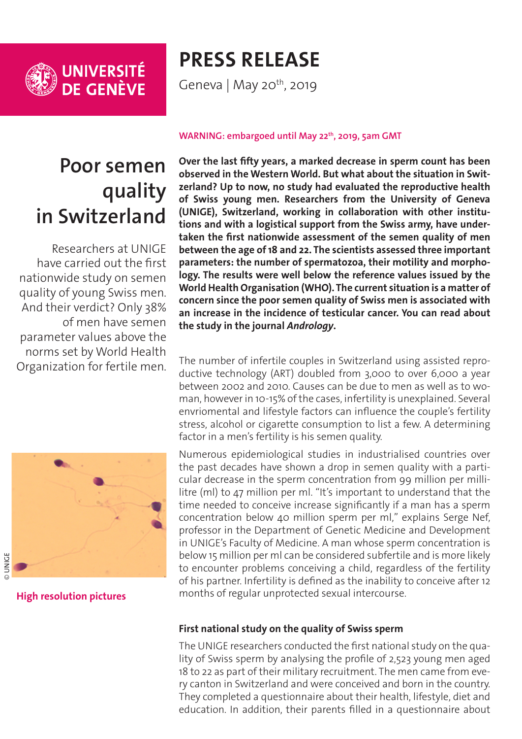UNIVERSITÉ DE GENÈVE

# PRESS RELEASE

Geneva | May 20th, 2019

**WARNING: embargoed until May 22th, 2019, 5am GMT**

## Poor semen quality in Switzerland

Researchers at UNIGE have carried out the first nationwide study on semen quality of young Swiss men. And their verdict? Only 38% of men have semen parameter values above the norms set by World Health Organization for fertile men.

**Over the last fifty years, a marked decrease in sperm count has been observed in the Western World. But what about the situation in Switzerland? Up to now, no study had evaluated the reproductive health of Swiss young men. Researchers from the University of Geneva (UNIGE), Switzerland, working in collaboration with other institutions and with a logistical support from the Swiss army, have undertaken the first nationwide assessment of the semen quality of men between the age of 18 and 22. The scientists assessed three important parameters: the number of spermatozoa, their motility and morphology. The results were well below the reference values issued by the World Health Organisation (WHO). The current situation is a matter of concern since the poor semen quality of Swiss men is associated with an increase in the incidence of testicular cancer. You can read about the study in the journal *Andrology*.**

The number of infertile couples in Switzerland using assisted reproductive technology (ART) doubled from 3,000 to over 6,000 a year between 2002 and 2010. Causes can be due to men as well as to woman, however in 10-15% of the cases, infertility is unexplained. Several envriomental and lifestyle factors can influence the couple's fertility stress, alcohol or cigarette consumption to list a few. A determining factor in a men's fertility is his semen quality.

Numerous epidemiological studies in industrialised countries over the past decades have shown a drop in semen quality with a particular decrease in the sperm concentration from 99 million per millilitre (ml) to 47 million per ml. "It's important to understand that the time needed to conceive increase significantly if a man has a sperm concentration below 40 million sperm per ml," explains Serge Nef, professor in the Department of Genetic Medicine and Development in UNIGE's Faculty of Medicine. A man whose sperm concentration is below 15 million per ml can be considered subfertile and is more likely to encounter problems conceiving a child, regardless of the fertility of his partner. Infertility is defined as the inability to conceive after 12 months of regular unprotected sexual intercourse.

© UNIGE

**High resolution pictures**

### First national study on the quality of Swiss sperm

The UNIGE researchers conducted the first national study on the quality of Swiss sperm by analysing the profile of 2,523 young men aged 18 to 22 as part of their military recruitment. The men came from every canton in Switzerland and were conceived and born in the country. They completed a questionnaire about their health, lifestyle, diet and education. In addition, their parents filled in a questionnaire about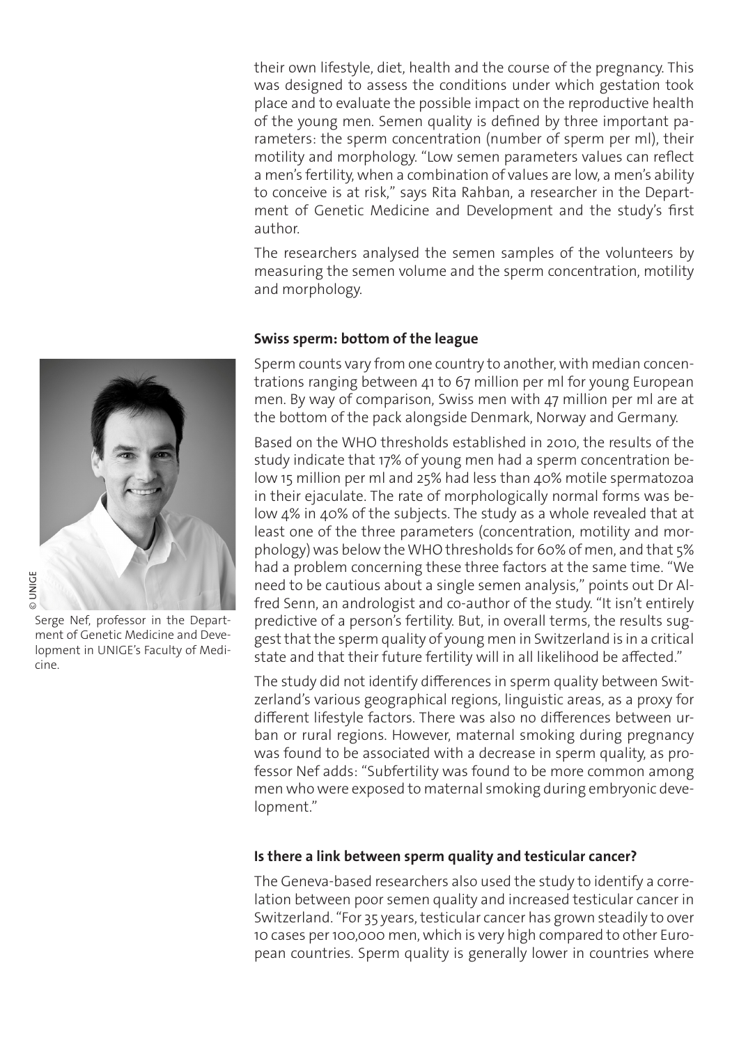their own lifestyle, diet, health and the course of the pregnancy. This was designed to assess the conditions under which gestation took place and to evaluate the possible impact on the reproductive health of the young men. Semen quality is defined by three important parameters: the sperm concentration (number of sperm per ml), their motility and morphology. "Low semen parameters values can reflect a men's fertility, when a combination of values are low, a men's ability to conceive is at risk," says Rita Rahban, a researcher in the Department of Genetic Medicine and Development and the study's first author.

The researchers analysed the semen samples of the volunteers by measuring the semen volume and the sperm concentration, motility and morphology.

**Swiss sperm: bottom of the league**

Sperm counts vary from one country to another, with median concentrations ranging between 41 to 67 million per ml for young European men. By way of comparison, Swiss men with 47 million per ml are at the bottom of the pack alongside Denmark, Norway and Germany.

Based on the WHO thresholds established in 2010, the results of the study indicate that 17% of young men had a sperm concentration below 15 million per ml and 25% had less than 40% motile spermatozoa in their ejaculate. The rate of morphologically normal forms was below 4% in 40% of the subjects. The study as a whole revealed that at least one of the three parameters (concentration, motility and morphology) was below the WHO thresholds for 60% of men, and that 5% had a problem concerning these three factors at the same time. "We need to be cautious about a single semen analysis," points out Dr Alfred Senn, an andrologist and co-author of the study. "It isn't entirely predictive of a person's fertility. But, in overall terms, the results suggest that the sperm quality of young men in Switzerland is in a critical state and that their future fertility will in all likelihood be affected."

© UNIGE

Serge Nef, professor in the Department of Genetic Medicine and Development in UNIGE's Faculty of Medicine.

The study did not identify differences in sperm quality between Switzerland's various geographical regions, linguistic areas, as a proxy for different lifestyle factors. There was also no differences between urban or rural regions. However, maternal smoking during pregnancy was found to be associated with a decrease in sperm quality, as professor Nef adds: "Subfertility was found to be more common among men who were exposed to maternal smoking during embryonic development."

**Is there a link between sperm quality and testicular cancer?**

The Geneva-based researchers also used the study to identify a correlation between poor semen quality and increased testicular cancer in Switzerland. "For 35 years, testicular cancer has grown steadily to over 10 cases per 100,000 men, which is very high compared to other European countries. Sperm quality is generally lower in countries where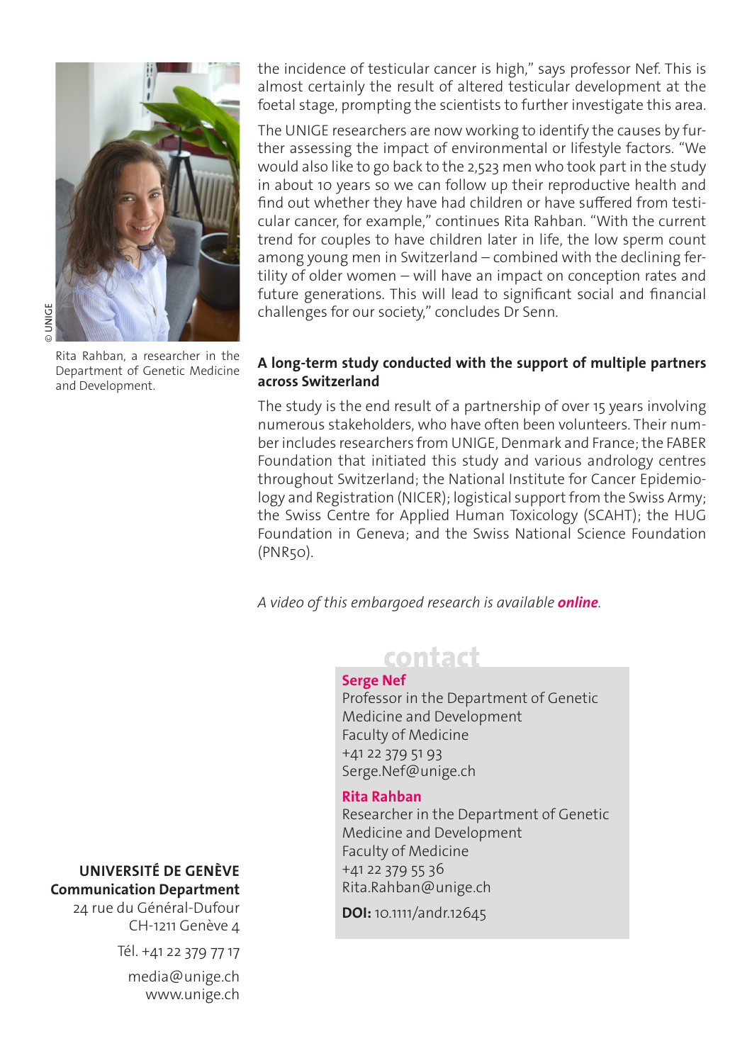Rita Rahban, a researcher in the Department of Genetic Medicine and Development.

the incidence of testicular cancer is high," says professor Nef. This is almost certainly the result of altered testicular development at the foetal stage, prompting the scientists to further investigate this area.

The UNIGE researchers are now working to identify the causes by further assessing the impact of environmental or lifestyle factors. "We would also like to go back to the 2,523 men who took part in the study in about 10 years so we can follow up their reproductive health and find out whether they have had children or have suffered from testicular cancer, for example," continues Rita Rahban. "With the current trend for couples to have children later in life, the low sperm count among young men in Switzerland – combined with the declining fertility of older women – will have an impact on conception rates and future generations. This will lead to significant social and financial challenges for our society," concludes Dr Senn.

### A long-term study conducted with the support of multiple partners across Switzerland

The study is the end result of a partnership of over 15 years involving numerous stakeholders, who have often been volunteers. Their number includes researchers from UNIGE, Denmark and France; the FABER Foundation that initiated this study and various andrology centres throughout Switzerland; the National Institute for Cancer Epidemiology and Registration (NICER); logistical support from the Swiss Army; the Swiss Centre for Applied Human Toxicology (SCAHT); the HUG Foundation in Geneva; and the Swiss National Science Foundation (PNR50).

*A video of this embargoed research is available* ***online****.*

## contact

**Serge Nef**
Professor in the Department of Genetic Medicine and Development
Faculty of Medicine
+41 22 379 51 93
Serge.Nef@unige.ch

**Rita Rahban**
Researcher in the Department of Genetic Medicine and Development
Faculty of Medicine
+41 22 379 55 36
Rita.Rahban@unige.ch

**DOI:** 10.1111/andr.12645

**UNIVERSITÉ DE GENÈVE**
**Communication Department**
24 rue du Général-Dufour
CH-1211 Genève 4

Tél. +41 22 379 77 17

media@unige.ch
www.unige.ch